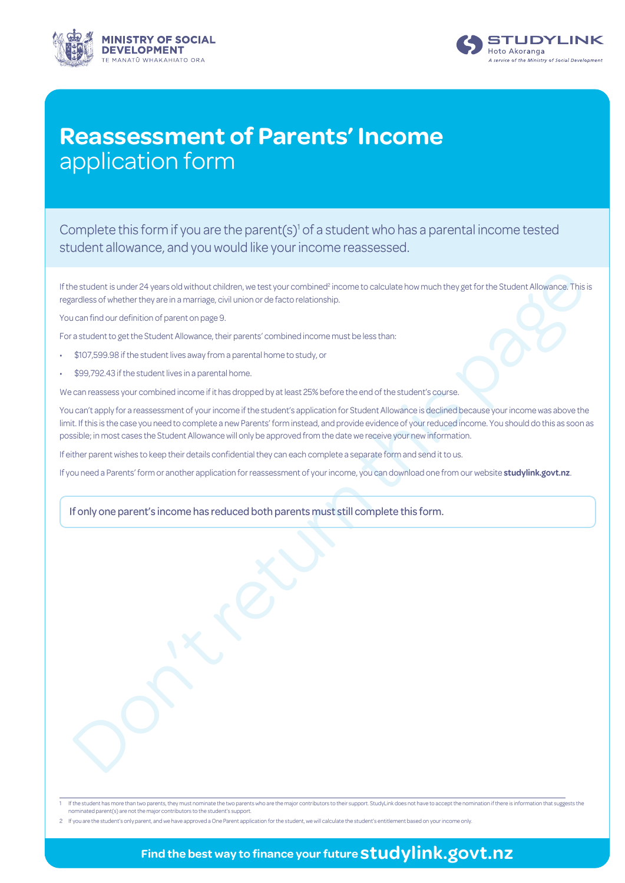# Reassessment of Parents' Income application form

Complete this form if you are the parent(s)[1] of a student who has a parental income tested student allowance, and you would like your income reassessed.

If the student is under 24 years old without children, we test your combined[2] income to calculate how much they get for the Student Allowance. This is regardless of whether they are in a marriage, civil union or de facto relationship.

You can find our definition of parent on page 9.

For a student to get the Student Allowance, their parents' combined income must be less than:

- $107,599.98 if the student lives away from a parental home to study, or
- $99,792.43 if the student lives in a parental home.

We can reassess your combined income if it has dropped by at least 25% before the end of the student's course.

You can't apply for a reassessment of your income if the student's application for Student Allowance is declined because your income was above the limit. If this is the case you need to complete a new Parents' form instead, and provide evidence of your reduced income. You should do this as soon as possible; in most cases the Student Allowance will only be approved from the date we receive your new information.

If either parent wishes to keep their details confidential they can each complete a separate form and send it to us.

If you need a Parents' form or another application for reassessment of your income, you can download one from our website **studylink.govt.nz**.

If only one parent's income has reduced both parents must still complete this form.

Don't return this page

1 If the student has more than two parents, they must nominate the two parents who are the major contributors to their support. StudyLink does not have to accept the nomination if there is information that suggests the nominated parent(s) are not the major contributors to the student's support.

2 If you are the student's only parent, and we have approved a One Parent application for the student, we will calculate the student's entitlement based on your income only.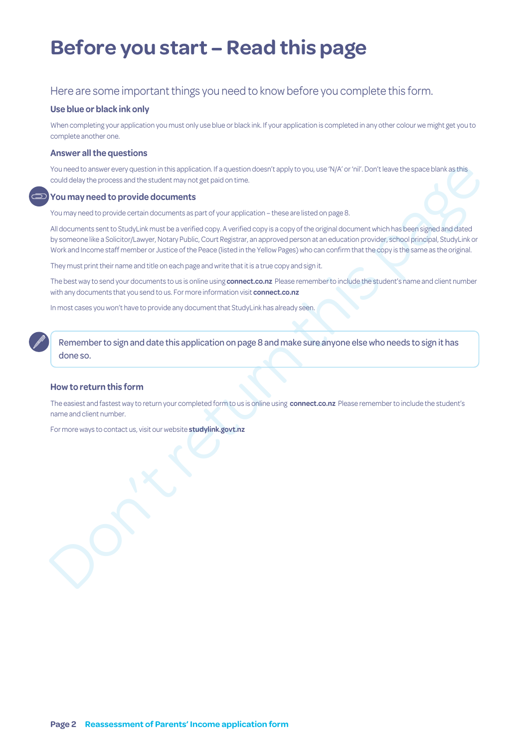# Before you start – Read this page

Here are some important things you need to know before you complete this form.

### Use blue or black ink only

When completing your application you must only use blue or black ink. If your application is completed in any other colour we might get you to complete another one.

### Answer all the questions

You need to answer every question in this application. If a question doesn't apply to you, use 'N/A' or 'nil'. Don't leave the space blank as this could delay the process and the student may not get paid on time.

### You may need to provide documents

You may need to provide certain documents as part of your application – these are listed on page 8.

All documents sent to StudyLink must be a verified copy. A verified copy is a copy of the original document which has been signed and dated by someone like a Solicitor/Lawyer, Notary Public, Court Registrar, an approved person at an education provider, school principal, StudyLink or Work and Income staff member or Justice of the Peace (listed in the Yellow Pages) who can confirm that the copy is the same as the original.

They must print their name and title on each page and write that it is a true copy and sign it.

The best way to send your documents to us is online using **connect.co.nz** Please remember to include the student's name and client number with any documents that you send to us. For more information visit **connect.co.nz**

In most cases you won't have to provide any document that StudyLink has already seen.

> Remember to sign and date this application on page 8 and make sure anyone else who needs to sign it has done so.

### How to return this form

The easiest and fastest way to return your completed form to us is online using **connect.co.nz** Please remember to include the student's name and client number.

For more ways to contact us, visit our website **studylink.govt.nz**

Don't return this page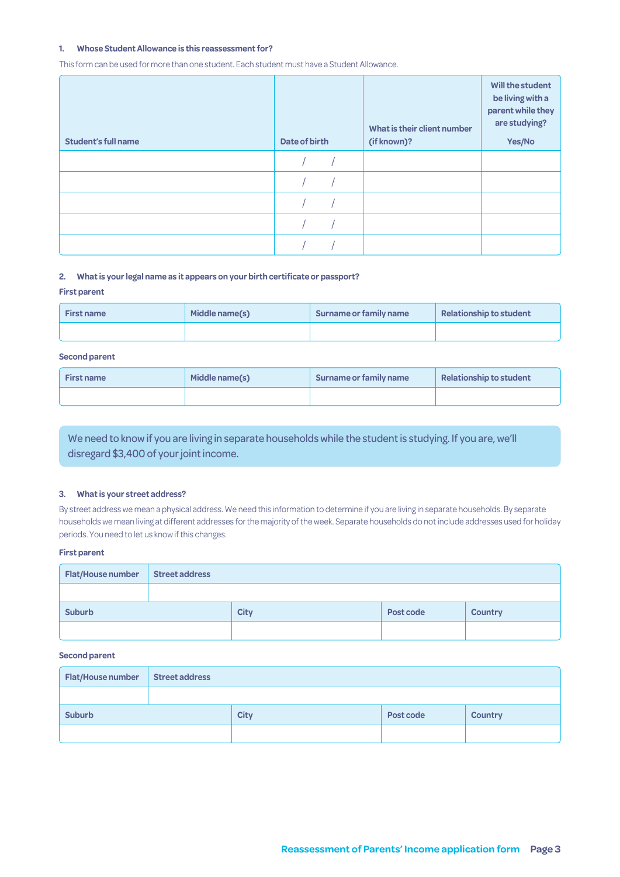### 1. Whose Student Allowance is this reassessment for?

This form can be used for more than one student. Each student must have a Student Allowance.

| Student's full name | Date of birth | What is their client number (if known)? | Will the student be living with a parent while they are studying? Yes/No |
|---|---|---|---|
| | / / | | |
| | / / | | |
| | / / | | |
| | / / | | |
| | / / | | |

### 2. What is your legal name as it appears on your birth certificate or passport?

**First parent**

| First name | Middle name(s) | Surname or family name | Relationship to student |
|---|---|---|---|
| | | | |

**Second parent**

| First name | Middle name(s) | Surname or family name | Relationship to student |
|---|---|---|---|
| | | | |

We need to know if you are living in separate households while the student is studying. If you are, we'll disregard $3,400 of your joint income.

### 3. What is your street address?

By street address we mean a physical address. We need this information to determine if you are living in separate households. By separate households we mean living at different addresses for the majority of the week. Separate households do not include addresses used for holiday periods. You need to let us know if this changes.

**First parent**

| Flat/House number | Street address | | |
|---|---|---|---|
| | | | |
| **Suburb** | **City** | **Post code** | **Country** |
| | | | |

**Second parent**

| Flat/House number | Street address | | |
|---|---|---|---|
| | | | |
| **Suburb** | **City** | **Post code** | **Country** |
| | | | |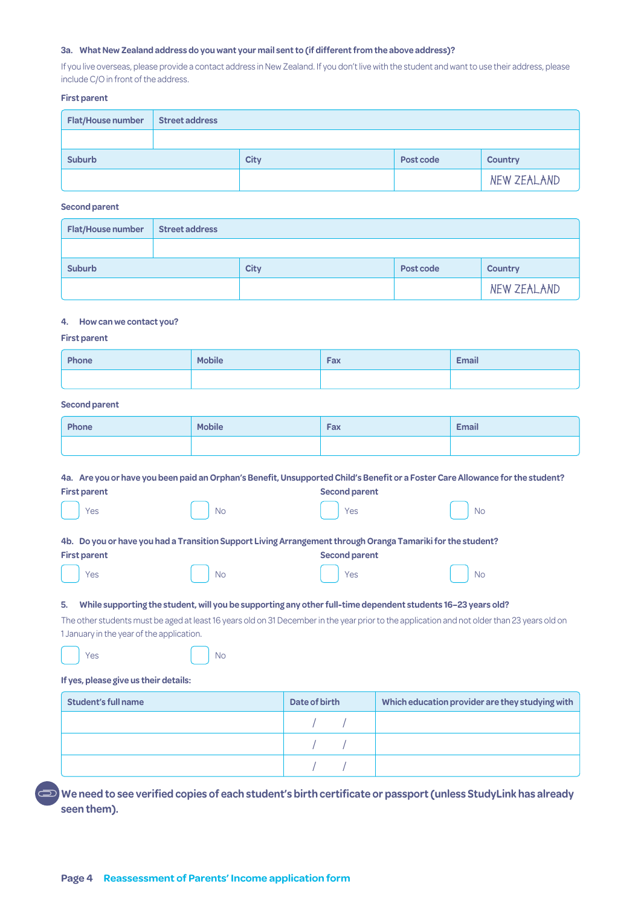### 3a. What New Zealand address do you want your mail sent to (if different from the above address)?

If you live overseas, please provide a contact address in New Zealand. If you don't live with the student and want to use their address, please include C/O in front of the address.

**First parent**

| Flat/House number | Street address | | | |
|---|---|---|---|---|
| | | | | |
| **Suburb** | | **City** | **Post code** | **Country** |
| | | | | NEW ZEALAND |

**Second parent**

| Flat/House number | Street address | | | |
|---|---|---|---|---|
| | | | | |
| **Suburb** | | **City** | **Post code** | **Country** |
| | | | | NEW ZEALAND |

### 4. How can we contact you?

**First parent**

| Phone | Mobile | Fax | Email |
|---|---|---|---|
| | | | |

**Second parent**

| Phone | Mobile | Fax | Email |
|---|---|---|---|
| | | | |

### 4a. Are you or have you been paid an Orphan's Benefit, Unsupported Child's Benefit or a Foster Care Allowance for the student?

**First parent**

☐ Yes ☐ No

**Second parent**

☐ Yes ☐ No

### 4b. Do you or have you had a Transition Support Living Arrangement through Oranga Tamariki for the student?

**First parent**

☐ Yes ☐ No

**Second parent**

☐ Yes ☐ No

### 5. While supporting the student, will you be supporting any other full-time dependent students 16–23 years old?

The other students must be aged at least 16 years old on 31 December in the year prior to the application and not older than 23 years old on 1 January in the year of the application.

☐ Yes ☐ No

**If yes, please give us their details:**

| Student's full name | Date of birth | Which education provider are they studying with |
|---|---|---|
| | / / | |
| | / / | |
| | / / | |

**We need to see verified copies of each student's birth certificate or passport (unless StudyLink has already seen them).**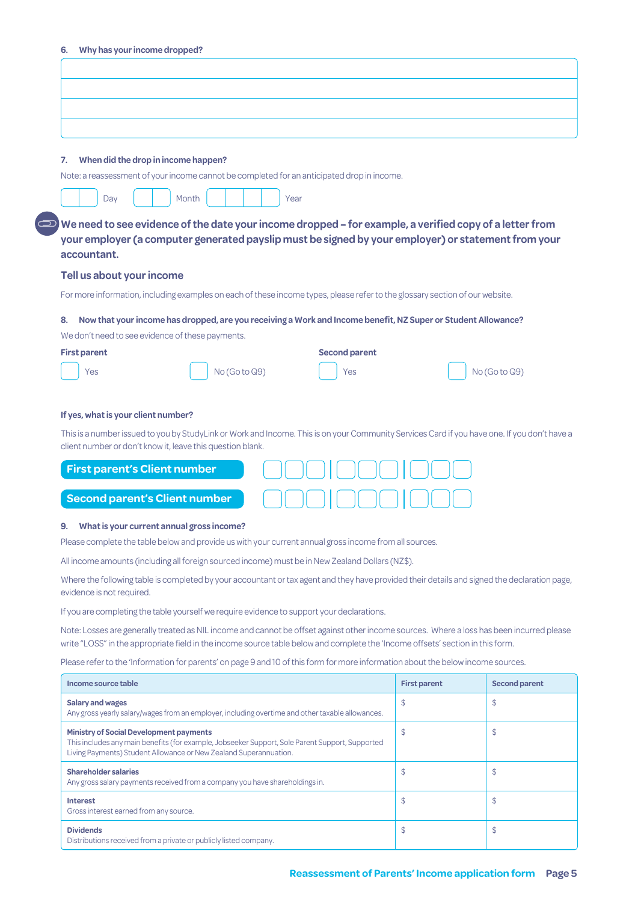**6. Why has your income dropped?**

|  |
|---|
|  |
|  |
|  |
|  |

**7. When did the drop in income happen?**

Note: a reassessment of your income cannot be completed for an anticipated drop in income.

Day Month Year

**We need to see evidence of the date your income dropped – for example, a verified copy of a letter from your employer (a computer generated payslip must be signed by your employer) or statement from your accountant.**

## Tell us about your income

For more information, including examples on each of these income types, please refer to the glossary section of our website.

**8. Now that your income has dropped, are you receiving a Work and Income benefit, NZ Super or Student Allowance?**

We don't need to see evidence of these payments.

**First parent**

- Yes
- No (Go to Q9)

**Second parent**

- Yes
- No (Go to Q9)

**If yes, what is your client number?**

This is a number issued to you by StudyLink or Work and Income. This is on your Community Services Card if you have one. If you don't have a client number or don't know it, leave this question blank.

**First parent's Client number**

**Second parent's Client number**

**9. What is your current annual gross income?**

Please complete the table below and provide us with your current annual gross income from all sources.

All income amounts (including all foreign sourced income) must be in New Zealand Dollars (NZ$).

Where the following table is completed by your accountant or tax agent and they have provided their details and signed the declaration page, evidence is not required.

If you are completing the table yourself we require evidence to support your declarations.

Note: Losses are generally treated as NIL income and cannot be offset against other income sources. Where a loss has been incurred please write "LOSS" in the appropriate field in the income source table below and complete the 'Income offsets' section in this form.

Please refer to the 'Information for parents' on page 9 and 10 of this form for more information about the below income sources.

| Income source table | First parent | Second parent |
|---|---|---|
| **Salary and wages**<br>Any gross yearly salary/wages from an employer, including overtime and other taxable allowances. | $ | $ |
| **Ministry of Social Development payments**<br>This includes any main benefits (for example, Jobseeker Support, Sole Parent Support, Supported Living Payments) Student Allowance or New Zealand Superannuation. | $ | $ |
| **Shareholder salaries**<br>Any gross salary payments received from a company you have shareholdings in. | $ | $ |
| **Interest**<br>Gross interest earned from any source. | $ | $ |
| **Dividends**<br>Distributions received from a private or publicly listed company. | $ | $ |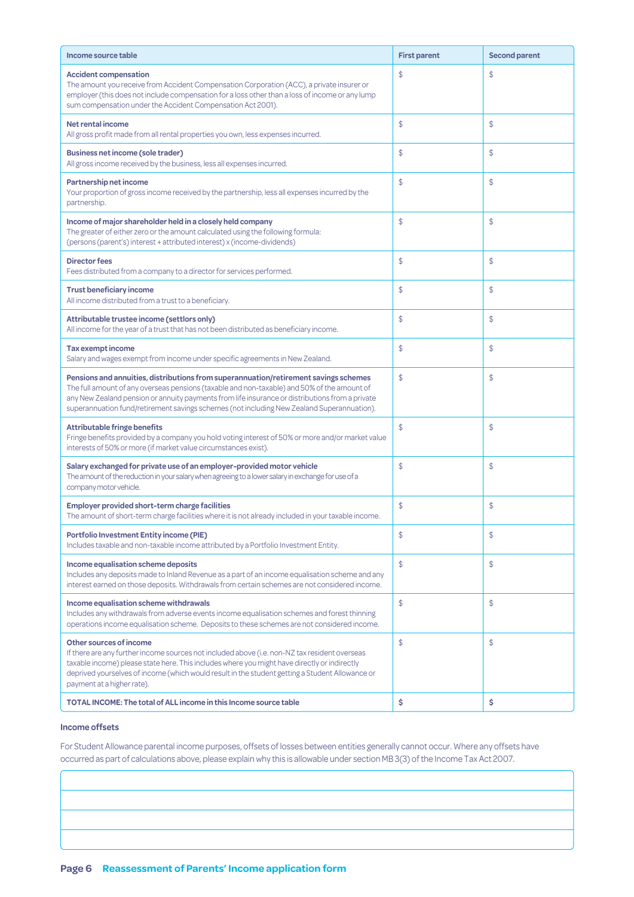| Income source table | First parent | Second parent |
|---|---|---|
| **Accident compensation**<br>The amount you receive from Accident Compensation Corporation (ACC), a private insurer or employer (this does not include compensation for a loss other than a loss of income or any lump sum compensation under the Accident Compensation Act 2001). | $ | $ |
| **Net rental income**<br>All gross profit made from all rental properties you own, less expenses incurred. | $ | $ |
| **Business net income (sole trader)**<br>All gross income received by the business, less all expenses incurred. | $ | $ |
| **Partnership net income**<br>Your proportion of gross income received by the partnership, less all expenses incurred by the partnership. | $ | $ |
| **Income of major shareholder held in a closely held company**<br>The greater of either zero or the amount calculated using the following formula: (persons (parent's) interest + attributed interest) x (income-dividends) | $ | $ |
| **Director fees**<br>Fees distributed from a company to a director for services performed. | $ | $ |
| **Trust beneficiary income**<br>All income distributed from a trust to a beneficiary. | $ | $ |
| **Attributable trustee income (settlors only)**<br>All income for the year of a trust that has not been distributed as beneficiary income. | $ | $ |
| **Tax exempt income**<br>Salary and wages exempt from income under specific agreements in New Zealand. | $ | $ |
| **Pensions and annuities, distributions from superannuation/retirement savings schemes**<br>The full amount of any overseas pensions (taxable and non-taxable) and 50% of the amount of any New Zealand pension or annuity payments from life insurance or distributions from a private superannuation fund/retirement savings schemes (not including New Zealand Superannuation). | $ | $ |
| **Attributable fringe benefits**<br>Fringe benefits provided by a company you hold voting interest of 50% or more and/or market value interests of 50% or more (if market value circumstances exist). | $ | $ |
| **Salary exchanged for private use of an employer-provided motor vehicle**<br>The amount of the reduction in your salary when agreeing to a lower salary in exchange for use of a company motor vehicle. | $ | $ |
| **Employer provided short-term charge facilities**<br>The amount of short-term charge facilities where it is not already included in your taxable income. | $ | $ |
| **Portfolio Investment Entity income (PIE)**<br>Includes taxable and non-taxable income attributed by a Portfolio Investment Entity. | $ | $ |
| **Income equalisation scheme deposits**<br>Includes any deposits made to Inland Revenue as a part of an income equalisation scheme and any interest earned on those deposits. Withdrawals from certain schemes are not considered income. | $ | $ |
| **Income equalisation scheme withdrawals**<br>Includes any withdrawals from adverse events income equalisation schemes and forest thinning operations income equalisation scheme. Deposits to these schemes are not considered income. | $ | $ |
| **Other sources of income**<br>If there are any further income sources not included above (i.e. non-NZ tax resident overseas taxable income) please state here. This includes where you might have directly or indirectly deprived yourselves of income (which would result in the student getting a Student Allowance or payment at a higher rate). | $ | $ |
| **TOTAL INCOME: The total of ALL income in this Income source table** | **$** | **$** |

### Income offsets

For Student Allowance parental income purposes, offsets of losses between entities generally cannot occur. Where any offsets have occurred as part of calculations above, please explain why this is allowable under section MB 3(3) of the Income Tax Act 2007.

| |
|---|
| |
| |
| |
| |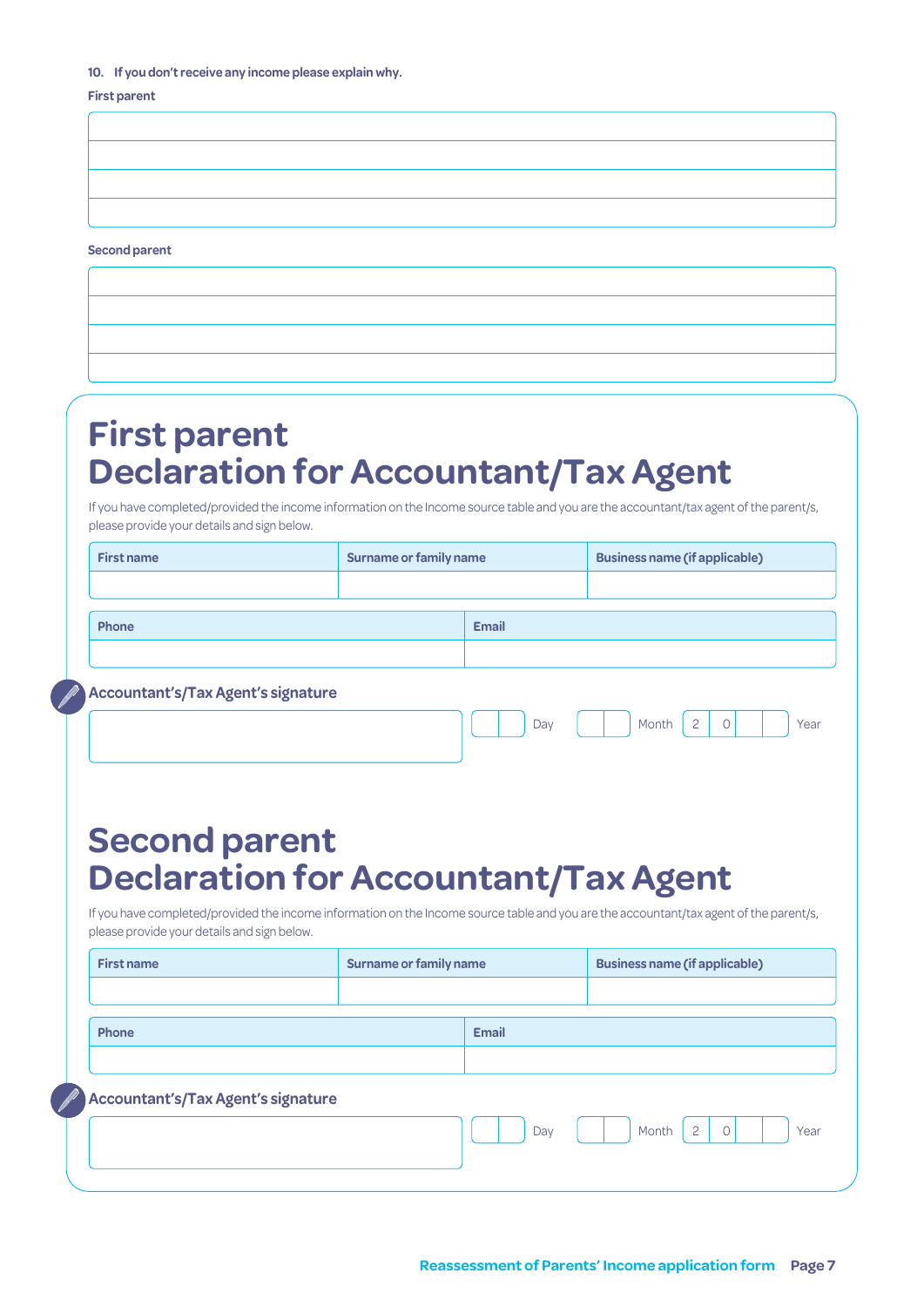**10. If you don't receive any income please explain why.**

**First parent**

| |
|---|
| |
| |
| |
| |

**Second parent**

| |
|---|
| |
| |
| |
| |

# First parent
# Declaration for Accountant/Tax Agent

If you have completed/provided the income information on the Income source table and you are the accountant/tax agent of the parent/s, please provide your details and sign below.

| First name | Surname or family name | Business name (if applicable) |
|---|---|---|
| | | |

| Phone | Email |
|---|---|
| | |

**Accountant's/Tax Agent's signature**

Day __ __ Month __ __ Year 2 0 __ __

# Second parent
# Declaration for Accountant/Tax Agent

If you have completed/provided the income information on the Income source table and you are the accountant/tax agent of the parent/s, please provide your details and sign below.

| First name | Surname or family name | Business name (if applicable) |
|---|---|---|
| | | |

| Phone | Email |
|---|---|
| | |

**Accountant's/Tax Agent's signature**

Day __ __ Month __ __ Year 2 0 __ __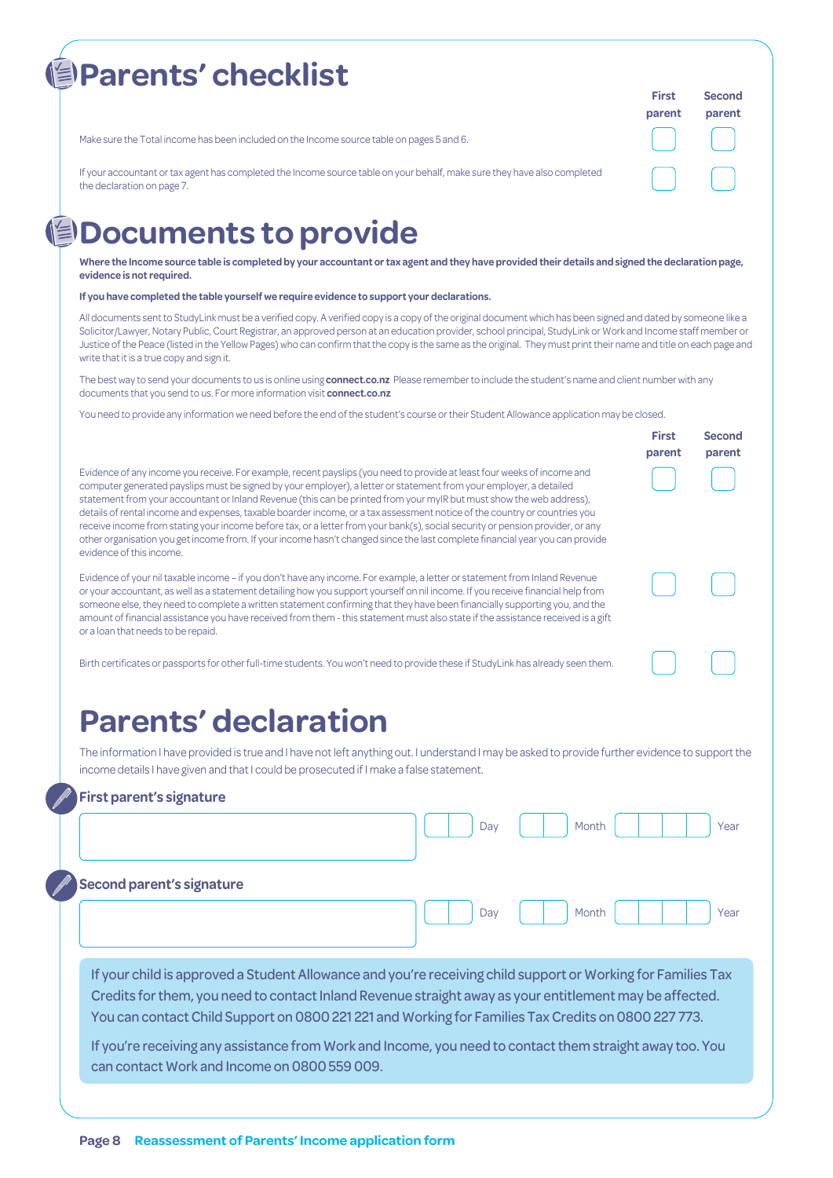# Parents' checklist

| | First parent | Second parent |
|---|---|---|
| Make sure the Total income has been included on the Income source table on pages 5 and 6. | ☐ | ☐ |
| If your accountant or tax agent has completed the Income source table on your behalf, make sure they have also completed the declaration on page 7. | ☐ | ☐ |

# Documents to provide

**Where the Income source table is completed by your accountant or tax agent and they have provided their details and signed the declaration page, evidence is not required.**

**If you have completed the table yourself we require evidence to support your declarations.**

All documents sent to StudyLink must be a verified copy. A verified copy is a copy of the original document which has been signed and dated by someone like a Solicitor/Lawyer, Notary Public, Court Registrar, an approved person at an education provider, school principal, StudyLink or Work and Income staff member or Justice of the Peace (listed in the Yellow Pages) who can confirm that the copy is the same as the original. They must print their name and title on each page and write that it is a true copy and sign it.

The best way to send your documents to us is online using **connect.co.nz** Please remember to include the student's name and client number with any documents that you send to us. For more information visit **connect.co.nz**

You need to provide any information we need before the end of the student's course or their Student Allowance application may be closed.

| | First parent | Second parent |
|---|---|---|
| Evidence of any income you receive. For example, recent payslips (you need to provide at least four weeks of income and computer generated payslips must be signed by your employer), a letter or statement from your employer, a detailed statement from your accountant or Inland Revenue (this can be printed from your myIR but must show the web address), details of rental income and expenses, taxable boarder income, or a tax assessment notice of the country or countries you receive income from stating your income before tax, or a letter from your bank(s), social security or pension provider, or any other organisation you get income from. If your income hasn't changed since the last complete financial year you can provide evidence of this income. | ☐ | ☐ |
| Evidence of your nil taxable income – if you don't have any income. For example, a letter or statement from Inland Revenue or your accountant, as well as a statement detailing how you support yourself on nil income. If you receive financial help from someone else, they need to complete a written statement confirming that they have been financially supporting you, and the amount of financial assistance you have received from them - this statement must also state if the assistance received is a gift or a loan that needs to be repaid. | ☐ | ☐ |
| Birth certificates or passports for other full-time students. You won't need to provide these if StudyLink has already seen them. | ☐ | ☐ |

# Parents' declaration

The information I have provided is true and I have not left anything out. I understand I may be asked to provide further evidence to support the income details I have given and that I could be prosecuted if I make a false statement.

**First parent's signature**

Day ____ Month ____ Year ________

**Second parent's signature**

Day ____ Month ____ Year ________

If your child is approved a Student Allowance and you're receiving child support or Working for Families Tax Credits for them, you need to contact Inland Revenue straight away as your entitlement may be affected. You can contact Child Support on 0800 221 221 and Working for Families Tax Credits on 0800 227 773.

If you're receiving any assistance from Work and Income, you need to contact them straight away too. You can contact Work and Income on 0800 559 009.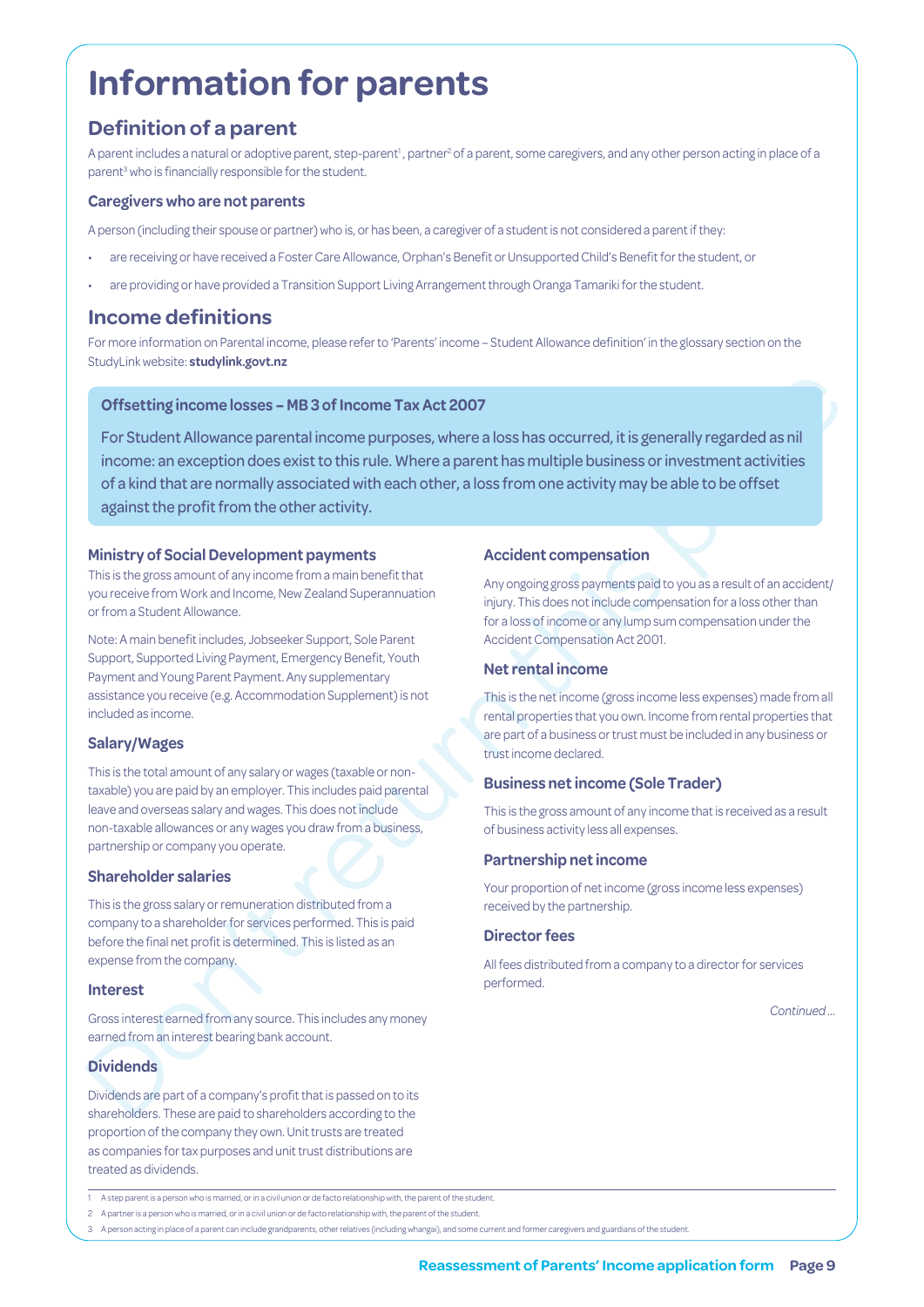# Information for parents

## Definition of a parent

A parent includes a natural or adoptive parent, step-parent[1], partner[2] of a parent, some caregivers, and any other person acting in place of a parent[3] who is financially responsible for the student.

### Caregivers who are not parents

A person (including their spouse or partner) who is, or has been, a caregiver of a student is not considered a parent if they:

- are receiving or have received a Foster Care Allowance, Orphan's Benefit or Unsupported Child's Benefit for the student, or
- are providing or have provided a Transition Support Living Arrangement through Oranga Tamariki for the student.

## Income definitions

For more information on Parental income, please refer to 'Parents' income – Student Allowance definition' in the glossary section on the StudyLink website: **studylink.govt.nz**

> **Offsetting income losses – MB 3 of Income Tax Act 2007**
>
> For Student Allowance parental income purposes, where a loss has occurred, it is generally regarded as nil income: an exception does exist to this rule. Where a parent has multiple business or investment activities of a kind that are normally associated with each other, a loss from one activity may be able to be offset against the profit from the other activity.

### Ministry of Social Development payments

This is the gross amount of any income from a main benefit that you receive from Work and Income, New Zealand Superannuation or from a Student Allowance.

Note: A main benefit includes, Jobseeker Support, Sole Parent Support, Supported Living Payment, Emergency Benefit, Youth Payment and Young Parent Payment. Any supplementary assistance you receive (e.g. Accommodation Supplement) is not included as income.

### Salary/Wages

This is the total amount of any salary or wages (taxable or non-taxable) you are paid by an employer. This includes paid parental leave and overseas salary and wages. This does not include non-taxable allowances or any wages you draw from a business, partnership or company you operate.

### Shareholder salaries

This is the gross salary or remuneration distributed from a company to a shareholder for services performed. This is paid before the final net profit is determined. This is listed as an expense from the company.

### Interest

Gross interest earned from any source. This includes any money earned from an interest bearing bank account.

### Dividends

Dividends are part of a company's profit that is passed on to its shareholders. These are paid to shareholders according to the proportion of the company they own. Unit trusts are treated as companies for tax purposes and unit trust distributions are treated as dividends.

### Accident compensation

Any ongoing gross payments paid to you as a result of an accident/injury. This does not include compensation for a loss other than for a loss of income or any lump sum compensation under the Accident Compensation Act 2001.

### Net rental income

This is the net income (gross income less expenses) made from all rental properties that you own. Income from rental properties that are part of a business or trust must be included in any business or trust income declared.

### Business net income (Sole Trader)

This is the gross amount of any income that is received as a result of business activity less all expenses.

### Partnership net income

Your proportion of net income (gross income less expenses) received by the partnership.

### Director fees

All fees distributed from a company to a director for services performed.

*Continued ...*

---

1 A step parent is a person who is married, or in a civil union or de facto relationship with, the parent of the student.

2 A partner is a person who is married, or in a civil union or de facto relationship with, the parent of the student.

3 A person acting in place of a parent can include grandparents, other relatives (including whangai), and some current and former caregivers and guardians of the student.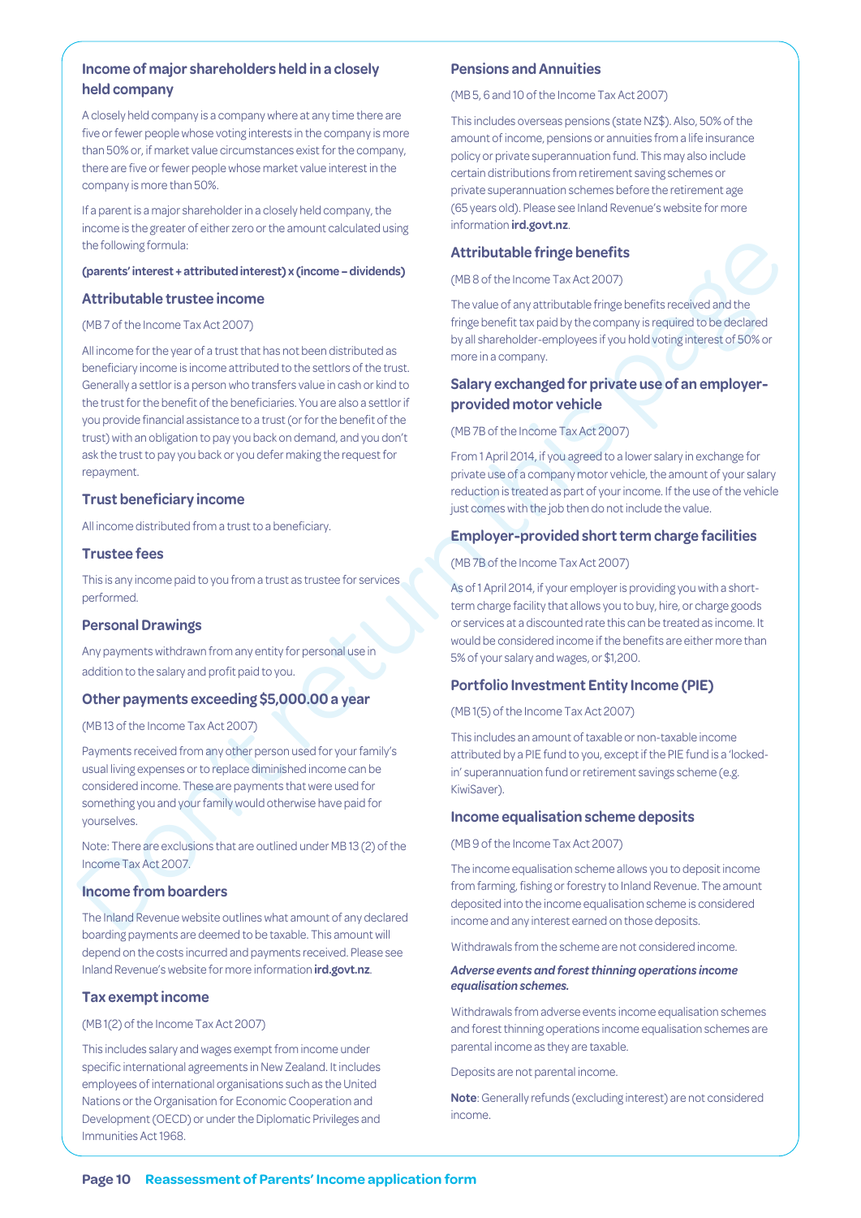## Income of major shareholders held in a closely held company

A closely held company is a company where at any time there are five or fewer people whose voting interests in the company is more than 50% or, if market value circumstances exist for the company, there are five or fewer people whose market value interest in the company is more than 50%.

If a parent is a major shareholder in a closely held company, the income is the greater of either zero or the amount calculated using the following formula:

**(parents' interest + attributed interest) x (income – dividends)**

### Attributable trustee income

(MB 7 of the Income Tax Act 2007)

All income for the year of a trust that has not been distributed as beneficiary income is income attributed to the settlors of the trust. Generally a settlor is a person who transfers value in cash or kind to the trust for the benefit of the beneficiaries. You are also a settlor if you provide financial assistance to a trust (or for the benefit of the trust) with an obligation to pay you back on demand, and you don't ask the trust to pay you back or you defer making the request for repayment.

### Trust beneficiary income

All income distributed from a trust to a beneficiary.

### Trustee fees

This is any income paid to you from a trust as trustee for services performed.

### Personal Drawings

Any payments withdrawn from any entity for personal use in addition to the salary and profit paid to you.

### Other payments exceeding $5,000.00 a year

(MB 13 of the Income Tax Act 2007)

Payments received from any other person used for your family's usual living expenses or to replace diminished income can be considered income. These are payments that were used for something you and your family would otherwise have paid for yourselves.

Note: There are exclusions that are outlined under MB 13 (2) of the Income Tax Act 2007.

### Income from boarders

The Inland Revenue website outlines what amount of any declared boarding payments are deemed to be taxable. This amount will depend on the costs incurred and payments received. Please see Inland Revenue's website for more information **ird.govt.nz**.

### Tax exempt income

(MB 1(2) of the Income Tax Act 2007)

This includes salary and wages exempt from income under specific international agreements in New Zealand. It includes employees of international organisations such as the United Nations or the Organisation for Economic Cooperation and Development (OECD) or under the Diplomatic Privileges and Immunities Act 1968.

### Pensions and Annuities

(MB 5, 6 and 10 of the Income Tax Act 2007)

This includes overseas pensions (state NZ$). Also, 50% of the amount of income, pensions or annuities from a life insurance policy or private superannuation fund. This may also include certain distributions from retirement saving schemes or private superannuation schemes before the retirement age (65 years old). Please see Inland Revenue's website for more information **ird.govt.nz**.

### Attributable fringe benefits

(MB 8 of the Income Tax Act 2007)

The value of any attributable fringe benefits received and the fringe benefit tax paid by the company is required to be declared by all shareholder-employees if you hold voting interest of 50% or more in a company.

### Salary exchanged for private use of an employer-provided motor vehicle

(MB 7B of the Income Tax Act 2007)

From 1 April 2014, if you agreed to a lower salary in exchange for private use of a company motor vehicle, the amount of your salary reduction is treated as part of your income. If the use of the vehicle just comes with the job then do not include the value.

### Employer-provided short term charge facilities

(MB 7B of the Income Tax Act 2007)

As of 1 April 2014, if your employer is providing you with a short-term charge facility that allows you to buy, hire, or charge goods or services at a discounted rate this can be treated as income. It would be considered income if the benefits are either more than 5% of your salary and wages, or $1,200.

### Portfolio Investment Entity Income (PIE)

(MB 1(5) of the Income Tax Act 2007)

This includes an amount of taxable or non-taxable income attributed by a PIE fund to you, except if the PIE fund is a 'locked-in' superannuation fund or retirement savings scheme (e.g. KiwiSaver).

### Income equalisation scheme deposits

(MB 9 of the Income Tax Act 2007)

The income equalisation scheme allows you to deposit income from farming, fishing or forestry to Inland Revenue. The amount deposited into the income equalisation scheme is considered income and any interest earned on those deposits.

Withdrawals from the scheme are not considered income.

***Adverse events and forest thinning operations income equalisation schemes.***

Withdrawals from adverse events income equalisation schemes and forest thinning operations income equalisation schemes are parental income as they are taxable.

Deposits are not parental income.

**Note**: Generally refunds (excluding interest) are not considered income.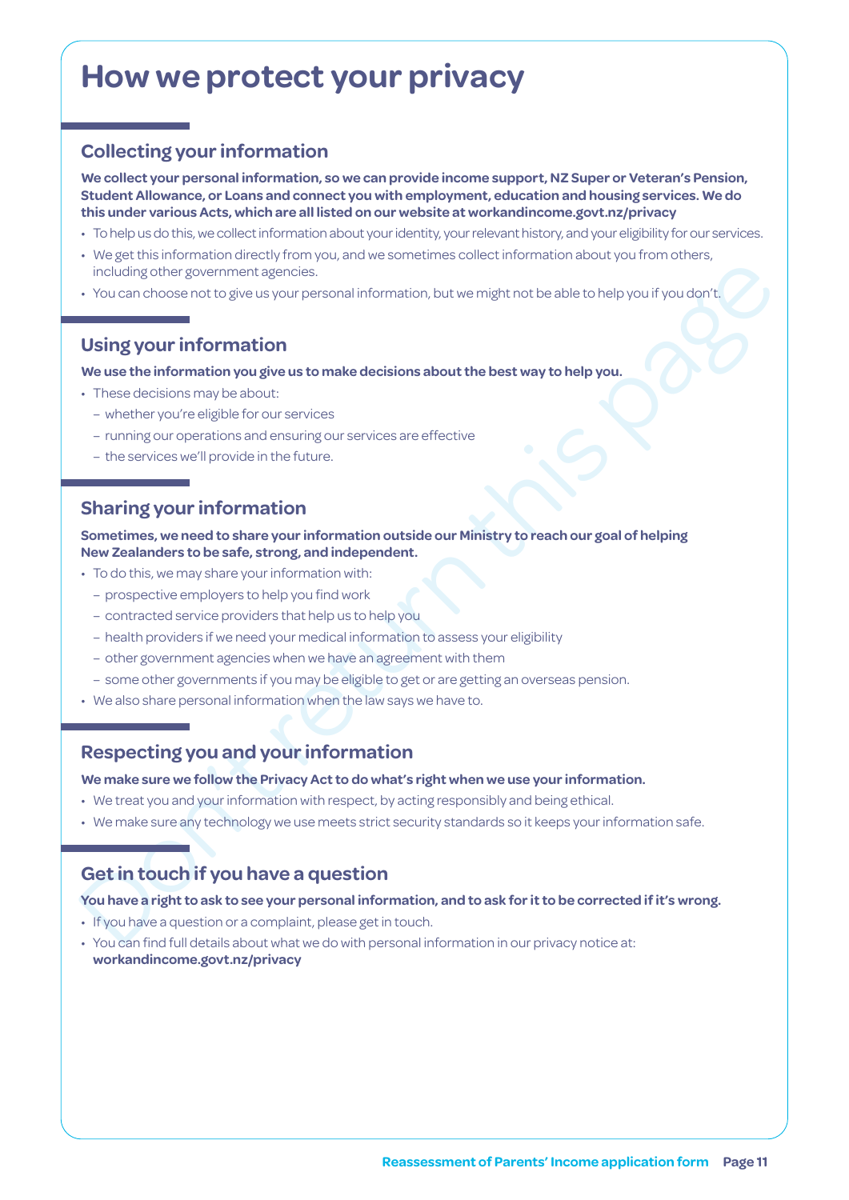# How we protect your privacy

## Collecting your information

**We collect your personal information, so we can provide income support, NZ Super or Veteran's Pension, Student Allowance, or Loans and connect you with employment, education and housing services. We do this under various Acts, which are all listed on our website at workandincome.govt.nz/privacy**

- To help us do this, we collect information about your identity, your relevant history, and your eligibility for our services.
- We get this information directly from you, and we sometimes collect information about you from others, including other government agencies.
- You can choose not to give us your personal information, but we might not be able to help you if you don't.

## Using your information

**We use the information you give us to make decisions about the best way to help you.**

- These decisions may be about:
  - whether you're eligible for our services
  - running our operations and ensuring our services are effective
  - the services we'll provide in the future.

## Sharing your information

**Sometimes, we need to share your information outside our Ministry to reach our goal of helping New Zealanders to be safe, strong, and independent.**

- To do this, we may share your information with:
  - prospective employers to help you find work
  - contracted service providers that help us to help you
  - health providers if we need your medical information to assess your eligibility
  - other government agencies when we have an agreement with them
  - some other governments if you may be eligible to get or are getting an overseas pension.
- We also share personal information when the law says we have to.

## Respecting you and your information

**We make sure we follow the Privacy Act to do what's right when we use your information.**

- We treat you and your information with respect, by acting responsibly and being ethical.
- We make sure any technology we use meets strict security standards so it keeps your information safe.

## Get in touch if you have a question

**You have a right to ask to see your personal information, and to ask for it to be corrected if it's wrong.**

- If you have a question or a complaint, please get in touch.
- You can find full details about what we do with personal information in our privacy notice at: **workandincome.govt.nz/privacy**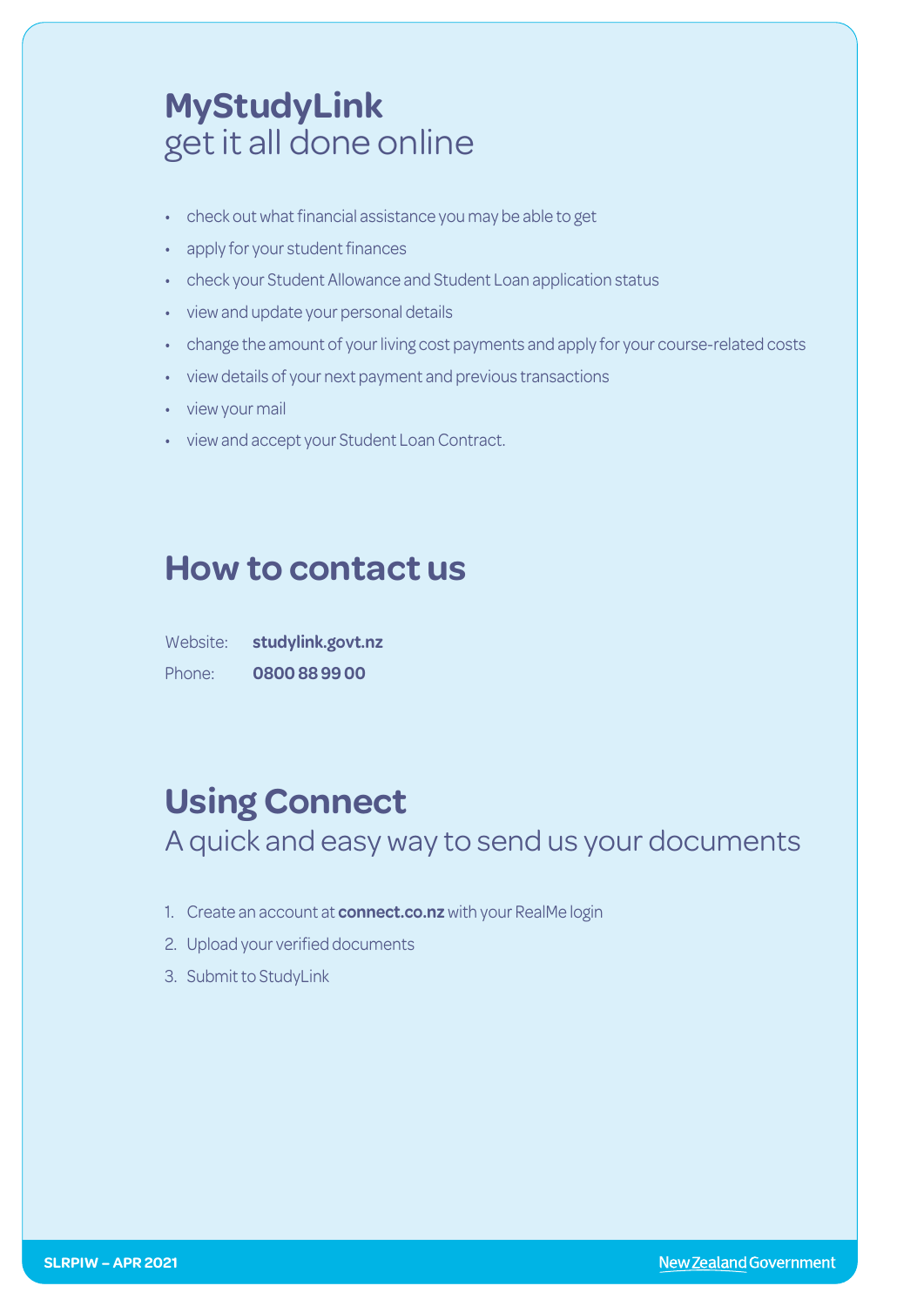## MyStudyLink
get it all done online

- check out what financial assistance you may be able to get
- apply for your student finances
- check your Student Allowance and Student Loan application status
- view and update your personal details
- change the amount of your living cost payments and apply for your course-related costs
- view details of your next payment and previous transactions
- view your mail
- view and accept your Student Loan Contract.

## How to contact us

Website: **studylink.govt.nz**

Phone: **0800 88 99 00**

## Using Connect
A quick and easy way to send us your documents

1. Create an account at **connect.co.nz** with your RealMe login
2. Upload your verified documents
3. Submit to StudyLink

SLRPIW – APR 2021

New Zealand Government